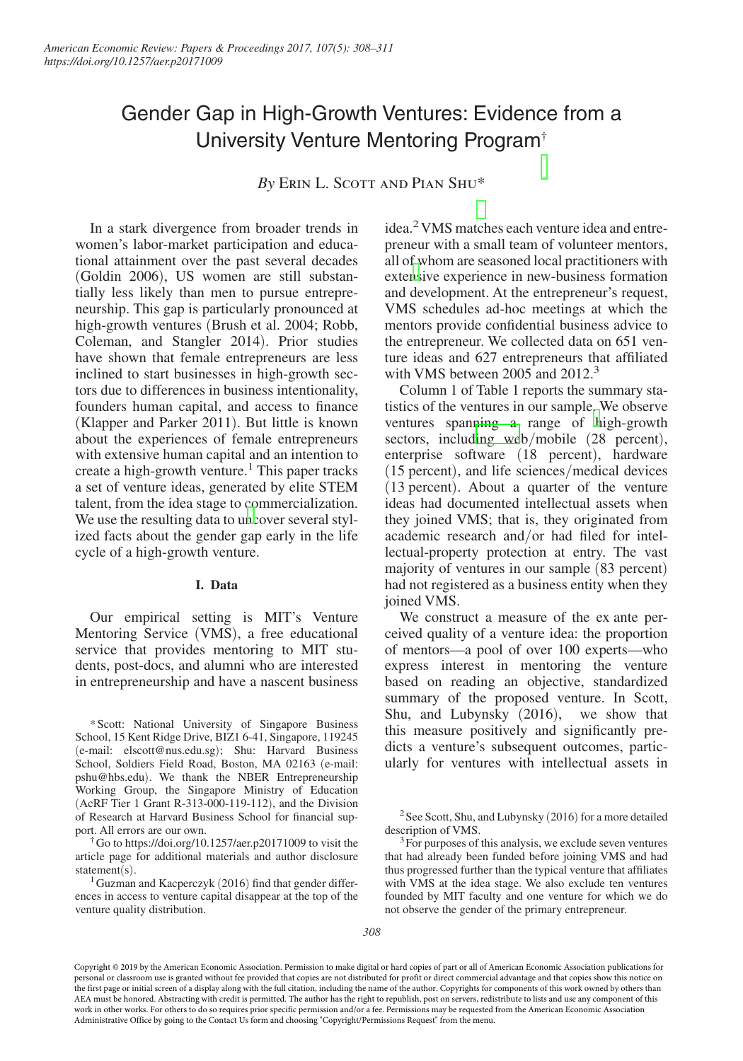# Gender Gap in High-Growth Ventures: Evidence from a University Venture Mentoring Program†

*By* Erin L. Scott and Pian Shu*

In a stark divergence from broader trends in women's labor-market participation and educational attainment over the past several decades (Goldin 2006), US women are still substantially less likely than men to pursue entrepreneurship. This gap is particularly pronounced at high-growth ventures (Brush et al. 2004; Robb, Coleman, and Stangler 2014). Prior studies have shown that female entrepreneurs are less inclined to start businesses in high-growth sectors due to differences in business intentionality, founders human capital, and access to finance (Klapper and Parker 2011). But little is known about the experiences of female entrepreneurs with extensive human capital and an intention to create a high-growth venture.[1] This paper tracks a set of venture ideas, generated by elite STEM talent, from the idea stage to commercialization. We use the resulting data to uncover several stylized facts about the gender gap early in the life cycle of a high-growth venture.

## I. Data

Our empirical setting is MIT's Venture Mentoring Service (VMS), a free educational service that provides mentoring to MIT students, post-docs, and alumni who are interested in entrepreneurship and have a nascent business idea.[2] VMS matches each venture idea and entrepreneur with a small team of volunteer mentors, all of whom are seasoned local practitioners with extensive experience in new-business formation and development. At the entrepreneur's request, VMS schedules ad-hoc meetings at which the mentors provide confidential business advice to the entrepreneur. We collected data on 651 venture ideas and 627 entrepreneurs that affiliated with VMS between 2005 and 2012.[3]

Column 1 of Table 1 reports the summary statistics of the ventures in our sample. We observe ventures spanning a range of high-growth sectors, including web/mobile (28 percent), enterprise software (18 percent), hardware (15 percent), and life sciences/medical devices (13 percent). About a quarter of the venture ideas had documented intellectual assets when they joined VMS; that is, they originated from academic research and/or had filed for intellectual-property protection at entry. The vast majority of ventures in our sample (83 percent) had not registered as a business entity when they joined VMS.

We construct a measure of the ex ante perceived quality of a venture idea: the proportion of mentors—a pool of over 100 experts—who express interest in mentoring the venture based on reading an objective, standardized summary of the proposed venture. In Scott, Shu, and Lubynsky (2016), we show that this measure positively and significantly predicts a venture's subsequent outcomes, particularly for ventures with intellectual assets in

---

*Scott: National University of Singapore Business School, 15 Kent Ridge Drive, BIZ1 6-41, Singapore, 119245 (e-mail: elscott@nus.edu.sg); Shu: Harvard Business School, Soldiers Field Road, Boston, MA 02163 (e-mail: pshu@hbs.edu). We thank the NBER Entrepreneurship Working Group, the Singapore Ministry of Education (AcRF Tier 1 Grant R-313-000-119-112), and the Division of Research at Harvard Business School for financial support. All errors are our own.

†Go to https://doi.org/10.1257/aer.p20171009 to visit the article page for additional materials and author disclosure statement(s).

[1] Guzman and Kacperczyk (2016) find that gender differences in access to venture capital disappear at the top of the venture quality distribution.

[2] See Scott, Shu, and Lubynsky (2016) for a more detailed description of VMS.

[3] For purposes of this analysis, we exclude seven ventures that had already been funded before joining VMS and had thus progressed further than the typical venture that affiliates with VMS at the idea stage. We also exclude ten ventures founded by MIT faculty and one venture for which we do not observe the gender of the primary entrepreneur.

Copyright © 2019 by the American Economic Association. Permission to make digital or hard copies of part or all of American Economic Association publications for personal or classroom use is granted without fee provided that copies are not distributed for profit or direct commercial advantage and that copies show this notice on the first page or initial screen of a display along with the full citation, including the name of the author. Copyrights for components of this work owned by others than AEA must be honored. Abstracting with credit is permitted. The author has the right to republish, post on servers, redistribute to lists and use any component of this work in other works. For others to do so requires prior specific permission and/or a fee. Permissions may be requested from the American Economic Association Administrative Office by going to the Contact Us form and choosing "Copyright/Permissions Request" from the menu.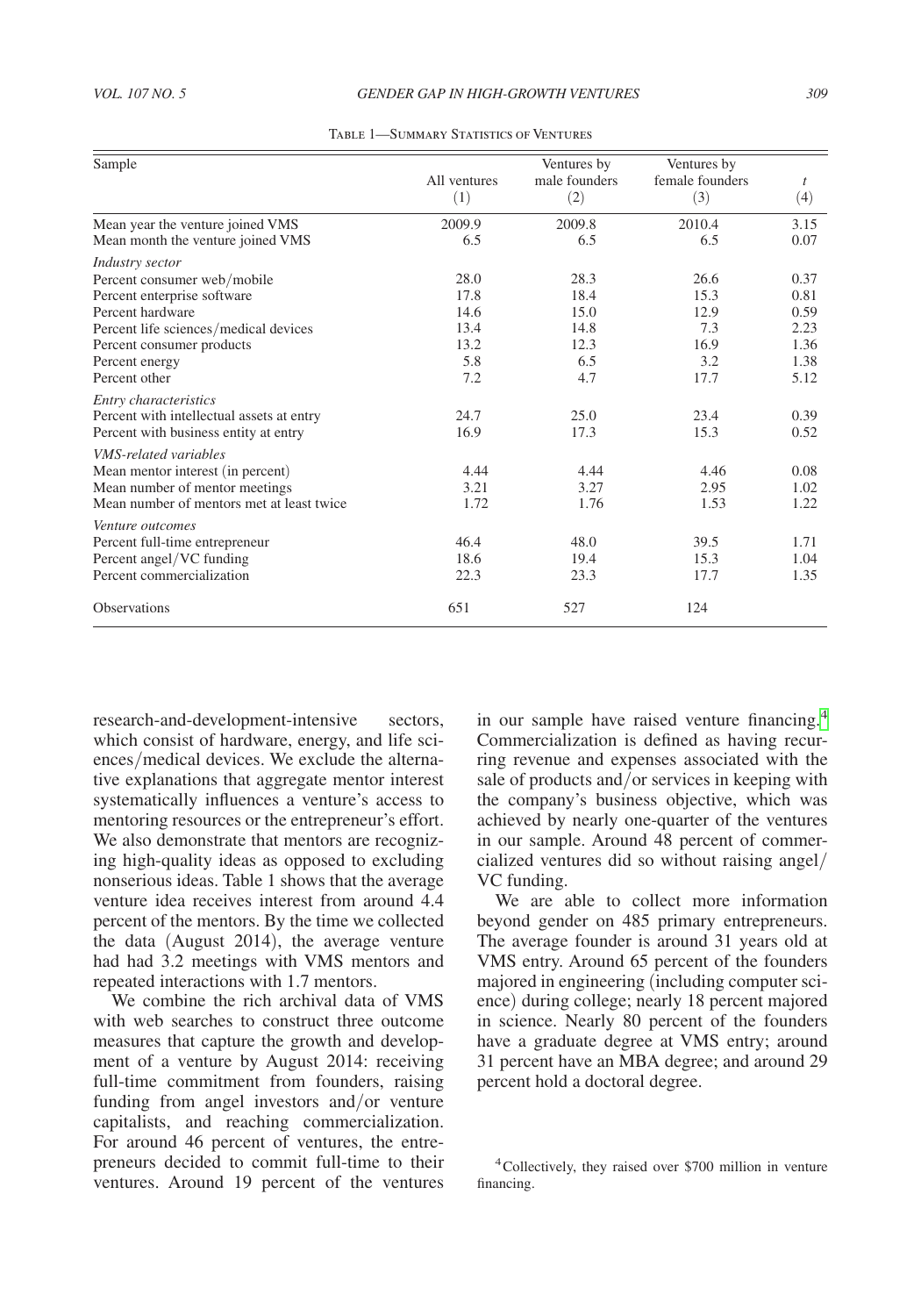Table 1—Summary Statistics of Ventures

| Sample | All ventures (1) | Ventures by male founders (2) | Ventures by female founders (3) | $t$ (4) |
|---|---|---|---|---|
| Mean year the venture joined VMS | 2009.9 | 2009.8 | 2010.4 | 3.15 |
| Mean month the venture joined VMS | 6.5 | 6.5 | 6.5 | 0.07 |
| *Industry sector* | | | | |
| Percent consumer web/mobile | 28.0 | 28.3 | 26.6 | 0.37 |
| Percent enterprise software | 17.8 | 18.4 | 15.3 | 0.81 |
| Percent hardware | 14.6 | 15.0 | 12.9 | 0.59 |
| Percent life sciences/medical devices | 13.4 | 14.8 | 7.3 | 2.23 |
| Percent consumer products | 13.2 | 12.3 | 16.9 | 1.36 |
| Percent energy | 5.8 | 6.5 | 3.2 | 1.38 |
| Percent other | 7.2 | 4.7 | 17.7 | 5.12 |
| *Entry characteristics* | | | | |
| Percent with intellectual assets at entry | 24.7 | 25.0 | 23.4 | 0.39 |
| Percent with business entity at entry | 16.9 | 17.3 | 15.3 | 0.52 |
| *VMS-related variables* | | | | |
| Mean mentor interest (in percent) | 4.44 | 4.44 | 4.46 | 0.08 |
| Mean number of mentor meetings | 3.21 | 3.27 | 2.95 | 1.02 |
| Mean number of mentors met at least twice | 1.72 | 1.76 | 1.53 | 1.22 |
| *Venture outcomes* | | | | |
| Percent full-time entrepreneur | 46.4 | 48.0 | 39.5 | 1.71 |
| Percent angel/VC funding | 18.6 | 19.4 | 15.3 | 1.04 |
| Percent commercialization | 22.3 | 23.3 | 17.7 | 1.35 |
| Observations | 651 | 527 | 124 | |

research-and-development-intensive sectors, which consist of hardware, energy, and life sciences/medical devices. We exclude the alternative explanations that aggregate mentor interest systematically influences a venture's access to mentoring resources or the entrepreneur's effort. We also demonstrate that mentors are recognizing high-quality ideas as opposed to excluding nonserious ideas. Table 1 shows that the average venture idea receives interest from around 4.4 percent of the mentors. By the time we collected the data (August 2014), the average venture had had 3.2 meetings with VMS mentors and repeated interactions with 1.7 mentors.

We combine the rich archival data of VMS with web searches to construct three outcome measures that capture the growth and development of a venture by August 2014: receiving full-time commitment from founders, raising funding from angel investors and/or venture capitalists, and reaching commercialization. For around 46 percent of ventures, the entrepreneurs decided to commit full-time to their ventures. Around 19 percent of the ventures in our sample have raised venture financing.[4] Commercialization is defined as having recurring revenue and expenses associated with the sale of products and/or services in keeping with the company's business objective, which was achieved by nearly one-quarter of the ventures in our sample. Around 48 percent of commercialized ventures did so without raising angel/VC funding.

We are able to collect more information beyond gender on 485 primary entrepreneurs. The average founder is around 31 years old at VMS entry. Around 65 percent of the founders majored in engineering (including computer science) during college; nearly 18 percent majored in science. Nearly 80 percent of the founders have a graduate degree at VMS entry; around 31 percent have an MBA degree; and around 29 percent hold a doctoral degree.

[4] Collectively, they raised over $700 million in venture financing.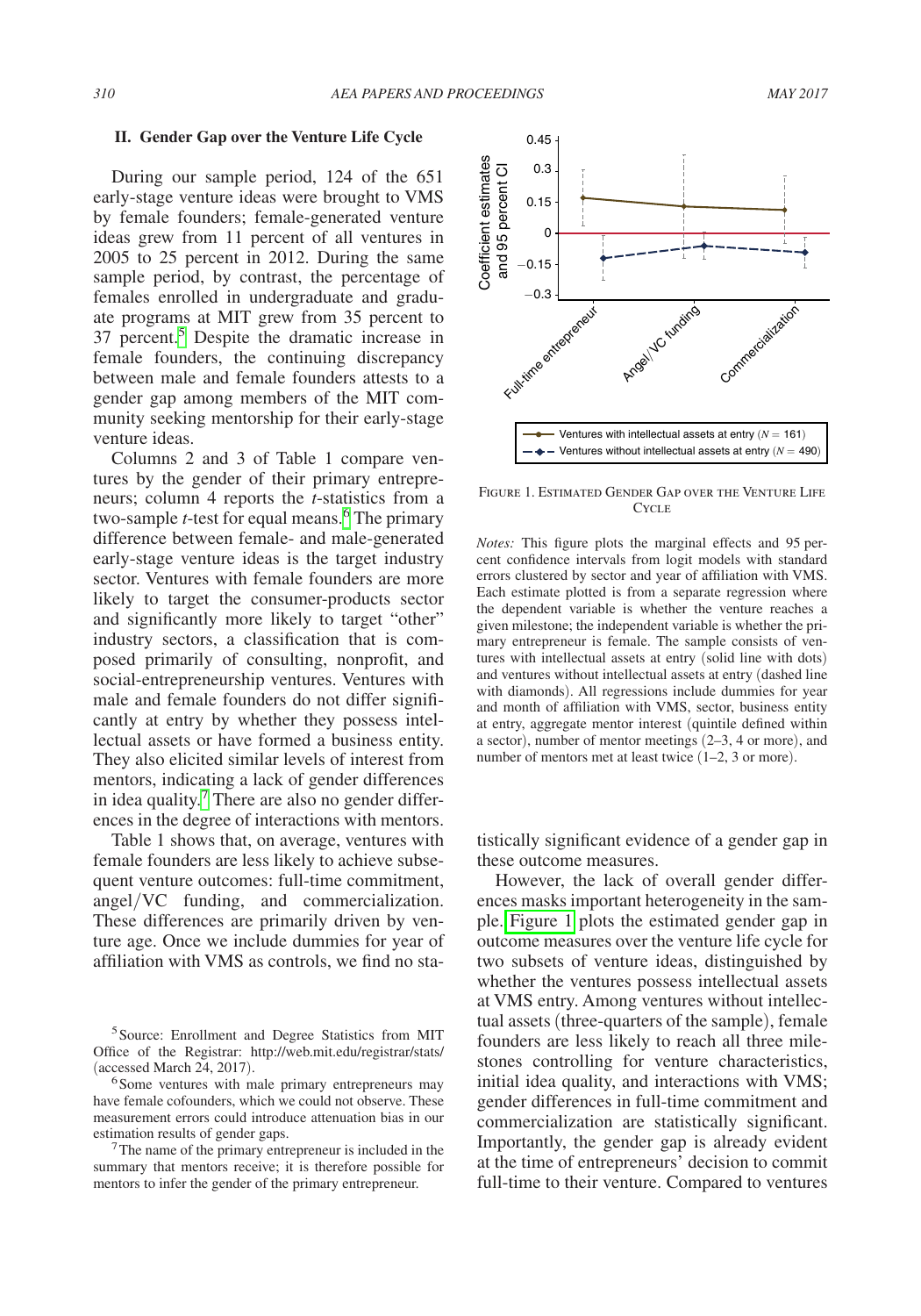## II. Gender Gap over the Venture Life Cycle

During our sample period, 124 of the 651 early-stage venture ideas were brought to VMS by female founders; female-generated venture ideas grew from 11 percent of all ventures in 2005 to 25 percent in 2012. During the same sample period, by contrast, the percentage of females enrolled in undergraduate and graduate programs at MIT grew from 35 percent to 37 percent.[5] Despite the dramatic increase in female founders, the continuing discrepancy between male and female founders attests to a gender gap among members of the MIT community seeking mentorship for their early-stage venture ideas.

Columns 2 and 3 of Table 1 compare ventures by the gender of their primary entrepreneurs; column 4 reports the *t*-statistics from a two-sample *t*-test for equal means.[6] The primary difference between female- and male-generated early-stage venture ideas is the target industry sector. Ventures with female founders are more likely to target the consumer-products sector and significantly more likely to target "other" industry sectors, a classification that is composed primarily of consulting, nonprofit, and social-entrepreneurship ventures. Ventures with male and female founders do not differ significantly at entry by whether they possess intellectual assets or have formed a business entity. They also elicited similar levels of interest from mentors, indicating a lack of gender differences in idea quality.[7] There are also no gender differences in the degree of interactions with mentors.

Table 1 shows that, on average, ventures with female founders are less likely to achieve subsequent venture outcomes: full-time commitment, angel/VC funding, and commercialization. These differences are primarily driven by venture age. Once we include dummies for year of affiliation with VMS as controls, we find no statistically significant evidence of a gender gap in these outcome measures.

Figure 1. Estimated Gender Gap over the Venture Life Cycle

*Notes:* This figure plots the marginal effects and 95 percent confidence intervals from logit models with standard errors clustered by sector and year of affiliation with VMS. Each estimate plotted is from a separate regression where the dependent variable is whether the venture reaches a given milestone; the independent variable is whether the primary entrepreneur is female. The sample consists of ventures with intellectual assets at entry (solid line with dots) and ventures without intellectual assets at entry (dashed line with diamonds). All regressions include dummies for year and month of affiliation with VMS, sector, business entity at entry, aggregate mentor interest (quintile defined within a sector), number of mentor meetings (2–3, 4 or more), and number of mentors met at least twice (1–2, 3 or more).

However, the lack of overall gender differences masks important heterogeneity in the sample. Figure 1 plots the estimated gender gap in outcome measures over the venture life cycle for two subsets of venture ideas, distinguished by whether the ventures possess intellectual assets at VMS entry. Among ventures without intellectual assets (three-quarters of the sample), female founders are less likely to reach all three milestones controlling for venture characteristics, initial idea quality, and interactions with VMS; gender differences in full-time commitment and commercialization are statistically significant. Importantly, the gender gap is already evident at the time of entrepreneurs' decision to commit full-time to their venture. Compared to ventures

[5] Source: Enrollment and Degree Statistics from MIT Office of the Registrar: http://web.mit.edu/registrar/stats/ (accessed March 24, 2017).

[6] Some ventures with male primary entrepreneurs may have female cofounders, which we could not observe. These measurement errors could introduce attenuation bias in our estimation results of gender gaps.

[7] The name of the primary entrepreneur is included in the summary that mentors receive; it is therefore possible for mentors to infer the gender of the primary entrepreneur.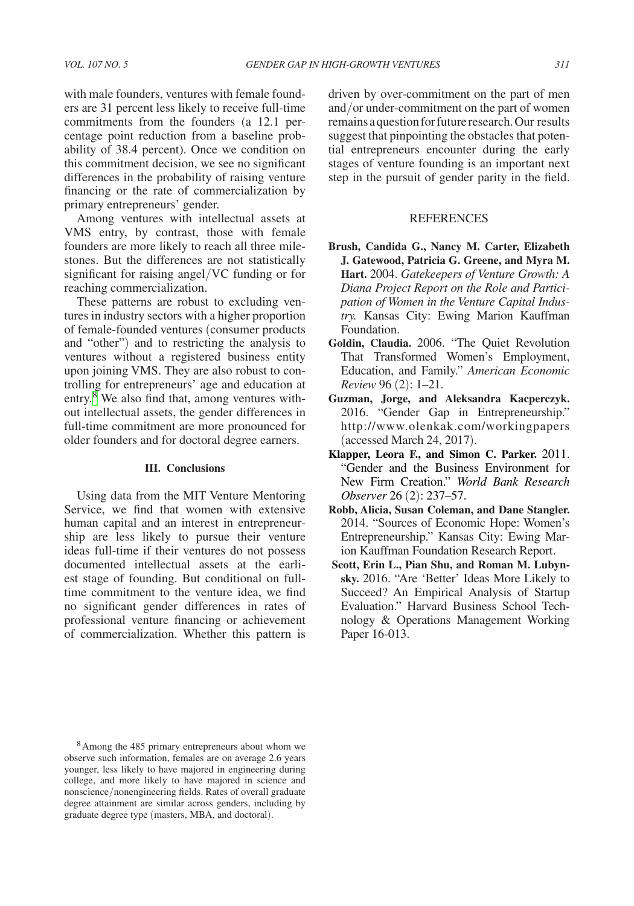with male founders, ventures with female founders are 31 percent less likely to receive full-time commitments from the founders (a 12.1 percentage point reduction from a baseline probability of 38.4 percent). Once we condition on this commitment decision, we see no significant differences in the probability of raising venture financing or the rate of commercialization by primary entrepreneurs' gender.

Among ventures with intellectual assets at VMS entry, by contrast, those with female founders are more likely to reach all three milestones. But the differences are not statistically significant for raising angel/VC funding or for reaching commercialization.

These patterns are robust to excluding ventures in industry sectors with a higher proportion of female-founded ventures (consumer products and "other") and to restricting the analysis to ventures without a registered business entity upon joining VMS. They are also robust to controlling for entrepreneurs' age and education at entry.[8] We also find that, among ventures without intellectual assets, the gender differences in full-time commitment are more pronounced for older founders and for doctoral degree earners.

## III. Conclusions

Using data from the MIT Venture Mentoring Service, we find that women with extensive human capital and an interest in entrepreneurship are less likely to pursue their venture ideas full-time if their ventures do not possess documented intellectual assets at the earliest stage of founding. But conditional on full-time commitment to the venture idea, we find no significant gender differences in rates of professional venture financing or achievement of commercialization. Whether this pattern is driven by over-commitment on the part of men and/or under-commitment on the part of women remains a question for future research. Our results suggest that pinpointing the obstacles that potential entrepreneurs encounter during the early stages of venture founding is an important next step in the pursuit of gender parity in the field.

## REFERENCES

**Brush, Candida G., Nancy M. Carter, Elizabeth J. Gatewood, Patricia G. Greene, and Myra M. Hart.** 2004. *Gatekeepers of Venture Growth: A Diana Project Report on the Role and Participation of Women in the Venture Capital Industry.* Kansas City: Ewing Marion Kauffman Foundation.

**Goldin, Claudia.** 2006. "The Quiet Revolution That Transformed Women's Employment, Education, and Family." *American Economic Review* 96 (2): 1–21.

**Guzman, Jorge, and Aleksandra Kacperczyk.** 2016. "Gender Gap in Entrepreneurship." http://www.olenkak.com/workingpapers (accessed March 24, 2017).

**Klapper, Leora F., and Simon C. Parker.** 2011. "Gender and the Business Environment for New Firm Creation." *World Bank Research Observer* 26 (2): 237–57.

**Robb, Alicia, Susan Coleman, and Dane Stangler.** 2014. "Sources of Economic Hope: Women's Entrepreneurship." Kansas City: Ewing Marion Kauffman Foundation Research Report.

**Scott, Erin L., Pian Shu, and Roman M. Lubynsky.** 2016. "Are 'Better' Ideas More Likely to Succeed? An Empirical Analysis of Startup Evaluation." Harvard Business School Technology & Operations Management Working Paper 16-013.

[8] Among the 485 primary entrepreneurs about whom we observe such information, females are on average 2.6 years younger, less likely to have majored in engineering during college, and more likely to have majored in science and nonscience/nonengineering fields. Rates of overall graduate degree attainment are similar across genders, including by graduate degree type (masters, MBA, and doctoral).